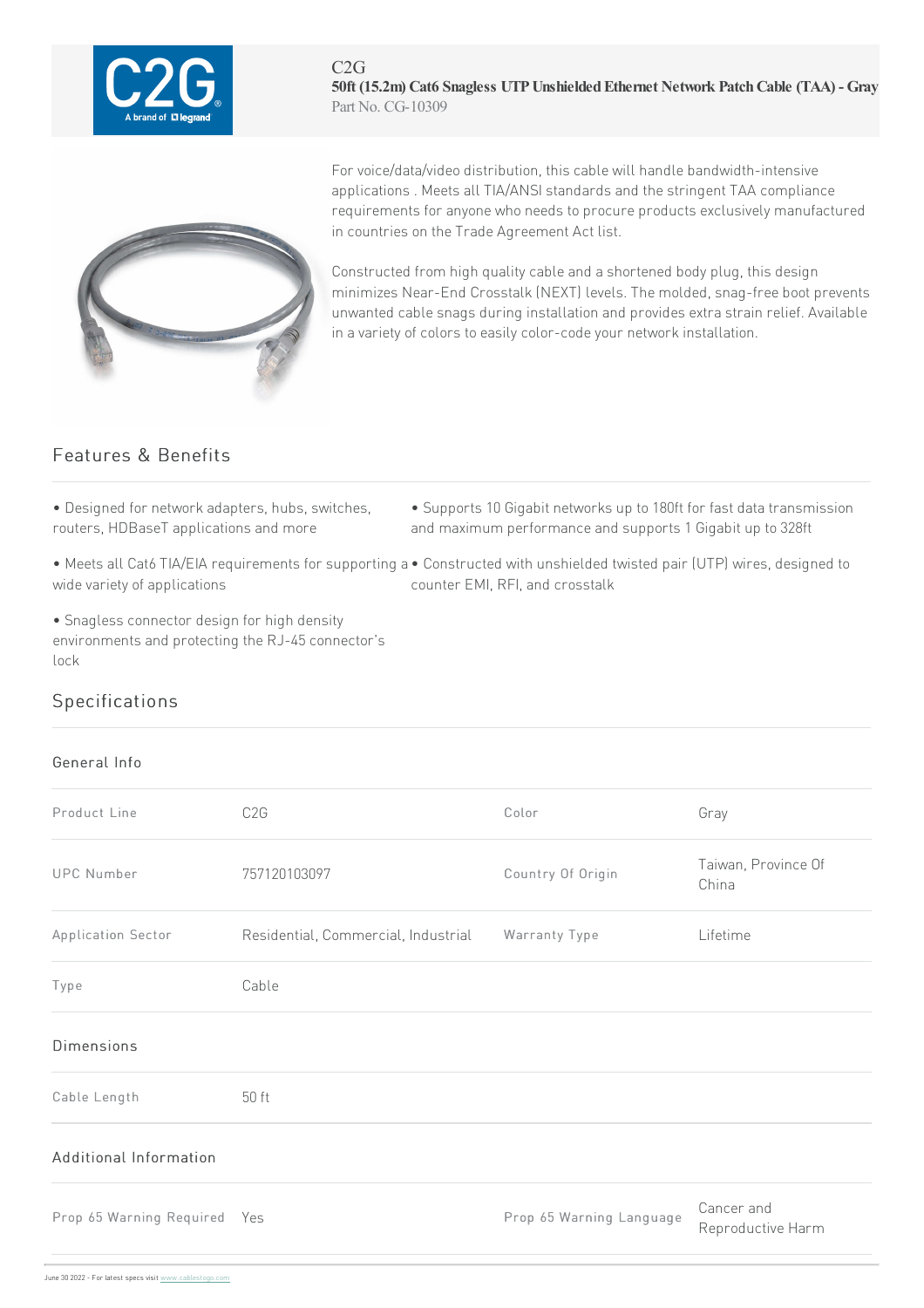C2G

**50ft (15.2m) Cat6 Snagless UTP Unshielded Ethernet Network Patch Cable (TAA) - Gray**

Part No. CG-10309

For voice/data/video distribution, this cable will handle bandwidth-intensive applications . Meets all TIA/ANSI standards and the stringent TAA compliance requirements for anyone who needs to procure products exclusively manufactured in countries on the Trade Agreement Act list.

Constructed from high quality cable and a shortened body plug, this design minimizes Near-End Crosstalk (NEXT) levels. The molded, snag-free boot prevents unwanted cable snags during installation and provides extra strain relief. Available in a variety of colors to easily color-code your network installation.

## Features & Benefits

- Designed for network adapters, hubs, switches, routers, HDBaseT applications and more
- Supports 10 Gigabit networks up to 180ft for fast data transmission and maximum performance and supports 1 Gigabit up to 328ft
- Meets all Cat6 TIA/EIA requirements for supporting a wide variety of applications
- Constructed with unshielded twisted pair (UTP) wires, designed to counter EMI, RFI, and crosstalk
- Snagless connector design for high density environments and protecting the RJ-45 connector's lock

## Specifications

### General Info

| | | | |
|---|---|---|---|
| Product Line | C2G | Color | Gray |
| UPC Number | 757120103097 | Country Of Origin | Taiwan, Province Of China |
| Application Sector | Residential, Commercial, Industrial | Warranty Type | Lifetime |
| Type | Cable | | |

### Dimensions

| | |
|---|---|
| Cable Length | 50 ft |

### Additional Information

| | | | |
|---|---|---|---|
| Prop 65 Warning Required | Yes | Prop 65 Warning Language | Cancer and Reproductive Harm |

June 30 2022 - For latest specs visit www.cablestogo.com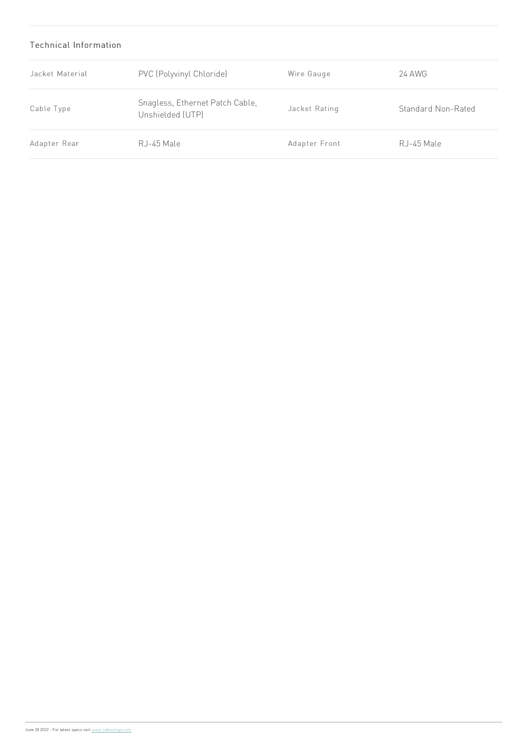## Technical Information

| | | | |
|---|---|---|---|
| Jacket Material | PVC (Polyvinyl Chloride) | Wire Gauge | 24 AWG |
| Cable Type | Snagless, Ethernet Patch Cable, Unshielded (UTP) | Jacket Rating | Standard Non-Rated |
| Adapter Rear | RJ-45 Male | Adapter Front | RJ-45 Male |

June 30 2022 - For latest specs visit www.cablestogo.com